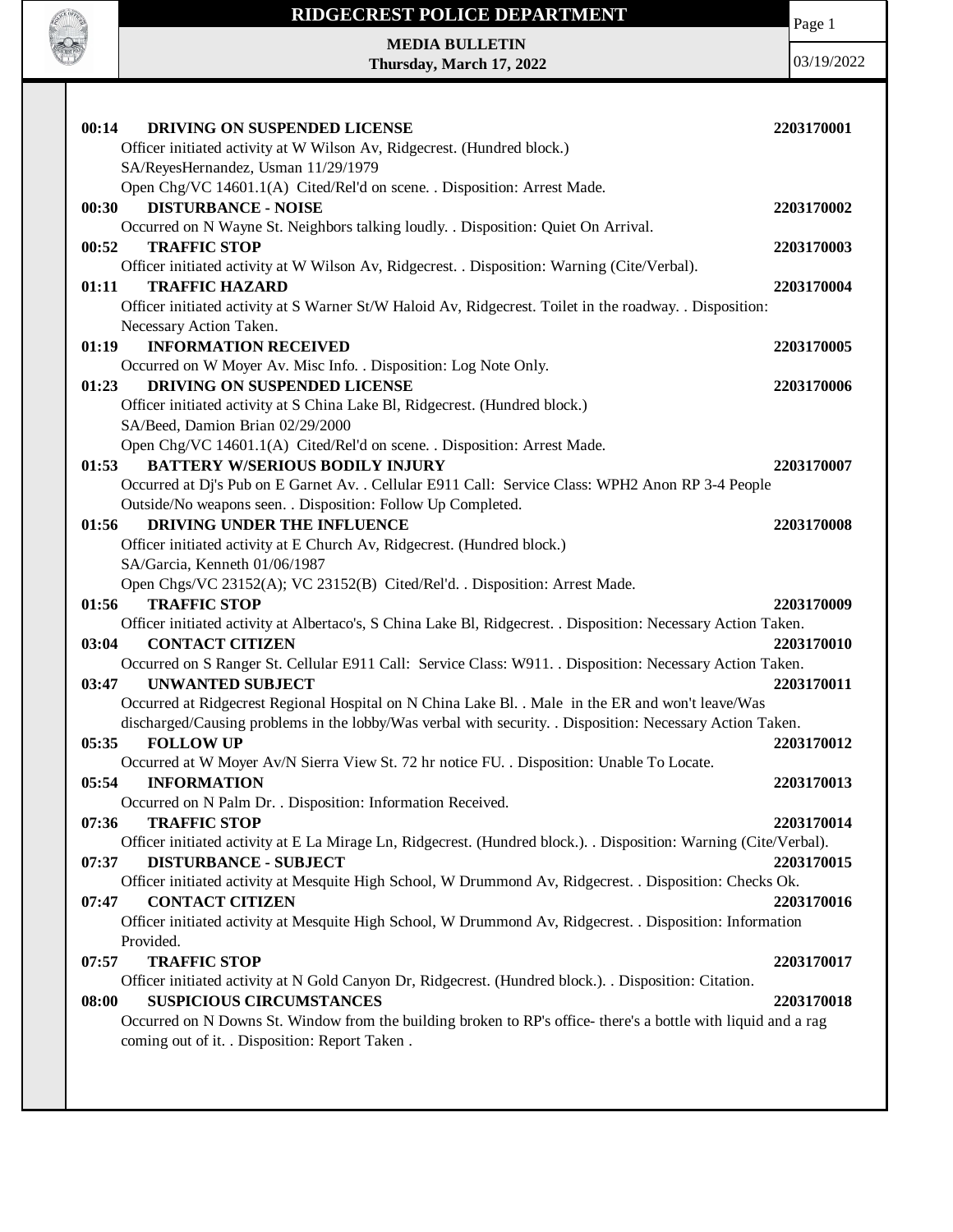# RIDGECREST POLICE DEPARTMENT

**MEDIA BULLETIN**
**Thursday, March 17, 2022**

03/19/2022

**00:14 DRIVING ON SUSPENDED LICENSE** **2203170001**
Officer initiated activity at W Wilson Av, Ridgecrest. (Hundred block.)
SA/ReyesHernandez, Usman 11/29/1979
Open Chg/VC 14601.1(A) Cited/Rel'd on scene. . Disposition: Arrest Made.

**00:30 DISTURBANCE - NOISE** **2203170002**
Occurred on N Wayne St. Neighbors talking loudly. . Disposition: Quiet On Arrival.

**00:52 TRAFFIC STOP** **2203170003**
Officer initiated activity at W Wilson Av, Ridgecrest. . Disposition: Warning (Cite/Verbal).

**01:11 TRAFFIC HAZARD** **2203170004**
Officer initiated activity at S Warner St/W Haloid Av, Ridgecrest. Toilet in the roadway. . Disposition: Necessary Action Taken.

**01:19 INFORMATION RECEIVED** **2203170005**
Occurred on W Moyer Av. Misc Info. . Disposition: Log Note Only.

**01:23 DRIVING ON SUSPENDED LICENSE** **2203170006**
Officer initiated activity at S China Lake Bl, Ridgecrest. (Hundred block.)
SA/Beed, Damion Brian 02/29/2000
Open Chg/VC 14601.1(A) Cited/Rel'd on scene. . Disposition: Arrest Made.

**01:53 BATTERY W/SERIOUS BODILY INJURY** **2203170007**
Occurred at Dj's Pub on E Garnet Av. . Cellular E911 Call: Service Class: WPH2 Anon RP 3-4 People Outside/No weapons seen. . Disposition: Follow Up Completed.

**01:56 DRIVING UNDER THE INFLUENCE** **2203170008**
Officer initiated activity at E Church Av, Ridgecrest. (Hundred block.)
SA/Garcia, Kenneth 01/06/1987
Open Chgs/VC 23152(A); VC 23152(B) Cited/Rel'd. . Disposition: Arrest Made.

**01:56 TRAFFIC STOP** **2203170009**
Officer initiated activity at Albertaco's, S China Lake Bl, Ridgecrest. . Disposition: Necessary Action Taken.

**03:04 CONTACT CITIZEN** **2203170010**
Occurred on S Ranger St. Cellular E911 Call: Service Class: W911. . Disposition: Necessary Action Taken.

**03:47 UNWANTED SUBJECT** **2203170011**
Occurred at Ridgecrest Regional Hospital on N China Lake Bl. . Male in the ER and won't leave/Was discharged/Causing problems in the lobby/Was verbal with security. . Disposition: Necessary Action Taken.

**05:35 FOLLOW UP** **2203170012**
Occurred at W Moyer Av/N Sierra View St. 72 hr notice FU. . Disposition: Unable To Locate.

**05:54 INFORMATION** **2203170013**
Occurred on N Palm Dr. . Disposition: Information Received.

**07:36 TRAFFIC STOP** **2203170014**
Officer initiated activity at E La Mirage Ln, Ridgecrest. (Hundred block.). . Disposition: Warning (Cite/Verbal).

**07:37 DISTURBANCE - SUBJECT** **2203170015**
Officer initiated activity at Mesquite High School, W Drummond Av, Ridgecrest. . Disposition: Checks Ok.

**07:47 CONTACT CITIZEN** **2203170016**
Officer initiated activity at Mesquite High School, W Drummond Av, Ridgecrest. . Disposition: Information Provided.

**07:57 TRAFFIC STOP** **2203170017**
Officer initiated activity at N Gold Canyon Dr, Ridgecrest. (Hundred block.). . Disposition: Citation.

**08:00 SUSPICIOUS CIRCUMSTANCES** **2203170018**
Occurred on N Downs St. Window from the building broken to RP's office- there's a bottle with liquid and a rag coming out of it. . Disposition: Report Taken .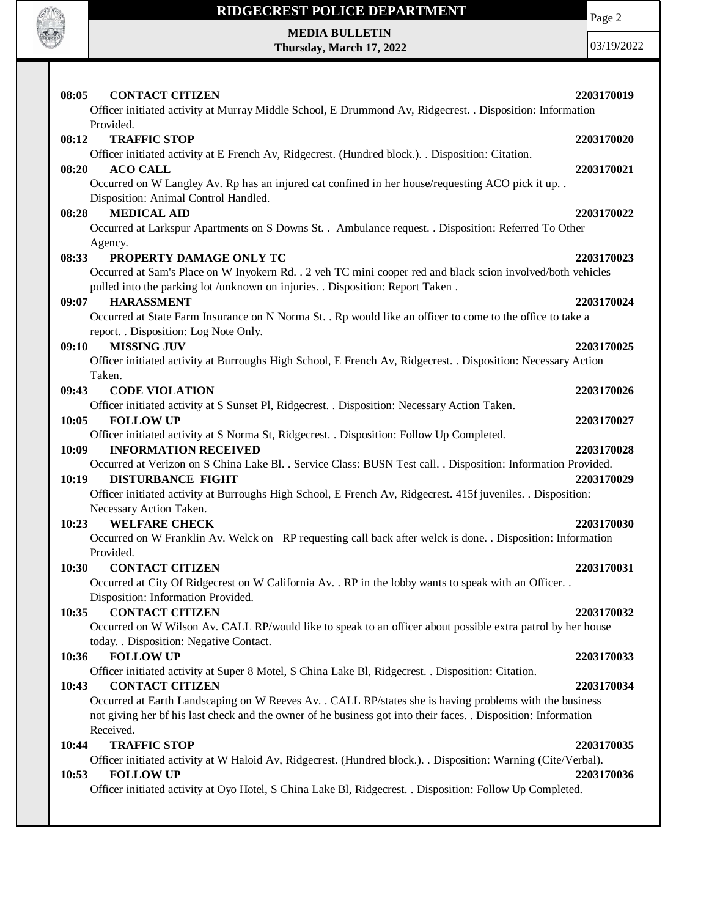**08:05 CONTACT CITIZEN** **2203170019**

Officer initiated activity at Murray Middle School, E Drummond Av, Ridgecrest. . Disposition: Information Provided.

**08:12 TRAFFIC STOP** **2203170020**

Officer initiated activity at E French Av, Ridgecrest. (Hundred block.). . Disposition: Citation.

**08:20 ACO CALL** **2203170021**

Occurred on W Langley Av. Rp has an injured cat confined in her house/requesting ACO pick it up. . Disposition: Animal Control Handled.

**08:28 MEDICAL AID** **2203170022**

Occurred at Larkspur Apartments on S Downs St. . Ambulance request. . Disposition: Referred To Other Agency.

**08:33 PROPERTY DAMAGE ONLY TC** **2203170023**

Occurred at Sam's Place on W Inyokern Rd. . 2 veh TC mini cooper red and black scion involved/both vehicles pulled into the parking lot /unknown on injuries. . Disposition: Report Taken .

**09:07 HARASSMENT** **2203170024**

Occurred at State Farm Insurance on N Norma St. . Rp would like an officer to come to the office to take a report. . Disposition: Log Note Only.

**09:10 MISSING JUV** **2203170025**

Officer initiated activity at Burroughs High School, E French Av, Ridgecrest. . Disposition: Necessary Action Taken.

**09:43 CODE VIOLATION** **2203170026**

Officer initiated activity at S Sunset Pl, Ridgecrest. . Disposition: Necessary Action Taken.

**10:05 FOLLOW UP** **2203170027**

Officer initiated activity at S Norma St, Ridgecrest. . Disposition: Follow Up Completed.

**10:09 INFORMATION RECEIVED** **2203170028**

Occurred at Verizon on S China Lake Bl. . Service Class: BUSN Test call. . Disposition: Information Provided.

**10:19 DISTURBANCE FIGHT** **2203170029**

Officer initiated activity at Burroughs High School, E French Av, Ridgecrest. 415f juveniles. . Disposition: Necessary Action Taken.

**10:23 WELFARE CHECK** **2203170030**

Occurred on W Franklin Av. Welck on RP requesting call back after welck is done. . Disposition: Information Provided.

**10:30 CONTACT CITIZEN** **2203170031**

Occurred at City Of Ridgecrest on W California Av. . RP in the lobby wants to speak with an Officer. . Disposition: Information Provided.

**10:35 CONTACT CITIZEN** **2203170032**

Occurred on W Wilson Av. CALL RP/would like to speak to an officer about possible extra patrol by her house today. . Disposition: Negative Contact.

**10:36 FOLLOW UP** **2203170033**

Officer initiated activity at Super 8 Motel, S China Lake Bl, Ridgecrest. . Disposition: Citation.

**10:43 CONTACT CITIZEN** **2203170034**

Occurred at Earth Landscaping on W Reeves Av. . CALL RP/states she is having problems with the business not giving her bf his last check and the owner of he business got into their faces. . Disposition: Information Received.

**10:44 TRAFFIC STOP** **2203170035**

Officer initiated activity at W Haloid Av, Ridgecrest. (Hundred block.). . Disposition: Warning (Cite/Verbal).

**10:53 FOLLOW UP** **2203170036**

Officer initiated activity at Oyo Hotel, S China Lake Bl, Ridgecrest. . Disposition: Follow Up Completed.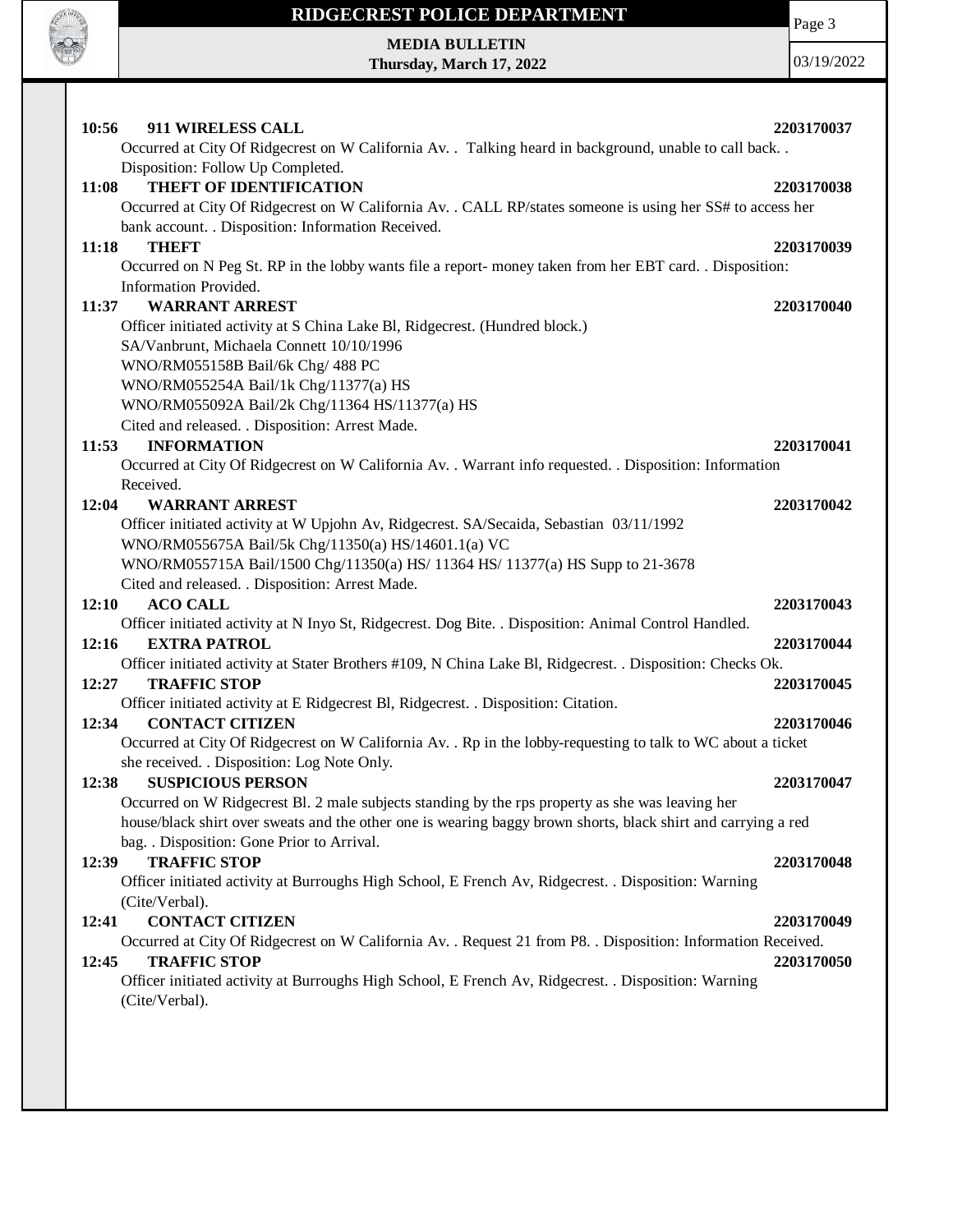**10:56 911 WIRELESS CALL** **2203170037**
Occurred at City Of Ridgecrest on W California Av. . Talking heard in background, unable to call back. . Disposition: Follow Up Completed.

**11:08 THEFT OF IDENTIFICATION** **2203170038**
Occurred at City Of Ridgecrest on W California Av. . CALL RP/states someone is using her SS# to access her bank account. . Disposition: Information Received.

**11:18 THEFT** **2203170039**
Occurred on N Peg St. RP in the lobby wants file a report- money taken from her EBT card. . Disposition: Information Provided.

**11:37 WARRANT ARREST** **2203170040**
Officer initiated activity at S China Lake Bl, Ridgecrest. (Hundred block.)
SA/Vanbrunt, Michaela Connett 10/10/1996
WNO/RM055158B Bail/6k Chg/ 488 PC
WNO/RM055254A Bail/1k Chg/11377(a) HS
WNO/RM055092A Bail/2k Chg/11364 HS/11377(a) HS
Cited and released. . Disposition: Arrest Made.

**11:53 INFORMATION** **2203170041**
Occurred at City Of Ridgecrest on W California Av. . Warrant info requested. . Disposition: Information Received.

**12:04 WARRANT ARREST** **2203170042**
Officer initiated activity at W Upjohn Av, Ridgecrest. SA/Secaida, Sebastian 03/11/1992
WNO/RM055675A Bail/5k Chg/11350(a) HS/14601.1(a) VC
WNO/RM055715A Bail/1500 Chg/11350(a) HS/ 11364 HS/ 11377(a) HS Supp to 21-3678
Cited and released. . Disposition: Arrest Made.

**12:10 ACO CALL** **2203170043**
Officer initiated activity at N Inyo St, Ridgecrest. Dog Bite. . Disposition: Animal Control Handled.

**12:16 EXTRA PATROL** **2203170044**
Officer initiated activity at Stater Brothers #109, N China Lake Bl, Ridgecrest. . Disposition: Checks Ok.

**12:27 TRAFFIC STOP** **2203170045**
Officer initiated activity at E Ridgecrest Bl, Ridgecrest. . Disposition: Citation.

**12:34 CONTACT CITIZEN** **2203170046**
Occurred at City Of Ridgecrest on W California Av. . Rp in the lobby-requesting to talk to WC about a ticket she received. . Disposition: Log Note Only.

**12:38 SUSPICIOUS PERSON** **2203170047**
Occurred on W Ridgecrest Bl. 2 male subjects standing by the rps property as she was leaving her house/black shirt over sweats and the other one is wearing baggy brown shorts, black shirt and carrying a red bag. . Disposition: Gone Prior to Arrival.

**12:39 TRAFFIC STOP** **2203170048**
Officer initiated activity at Burroughs High School, E French Av, Ridgecrest. . Disposition: Warning (Cite/Verbal).

**12:41 CONTACT CITIZEN** **2203170049**
Occurred at City Of Ridgecrest on W California Av. . Request 21 from P8. . Disposition: Information Received.

**12:45 TRAFFIC STOP** **2203170050**
Officer initiated activity at Burroughs High School, E French Av, Ridgecrest. . Disposition: Warning (Cite/Verbal).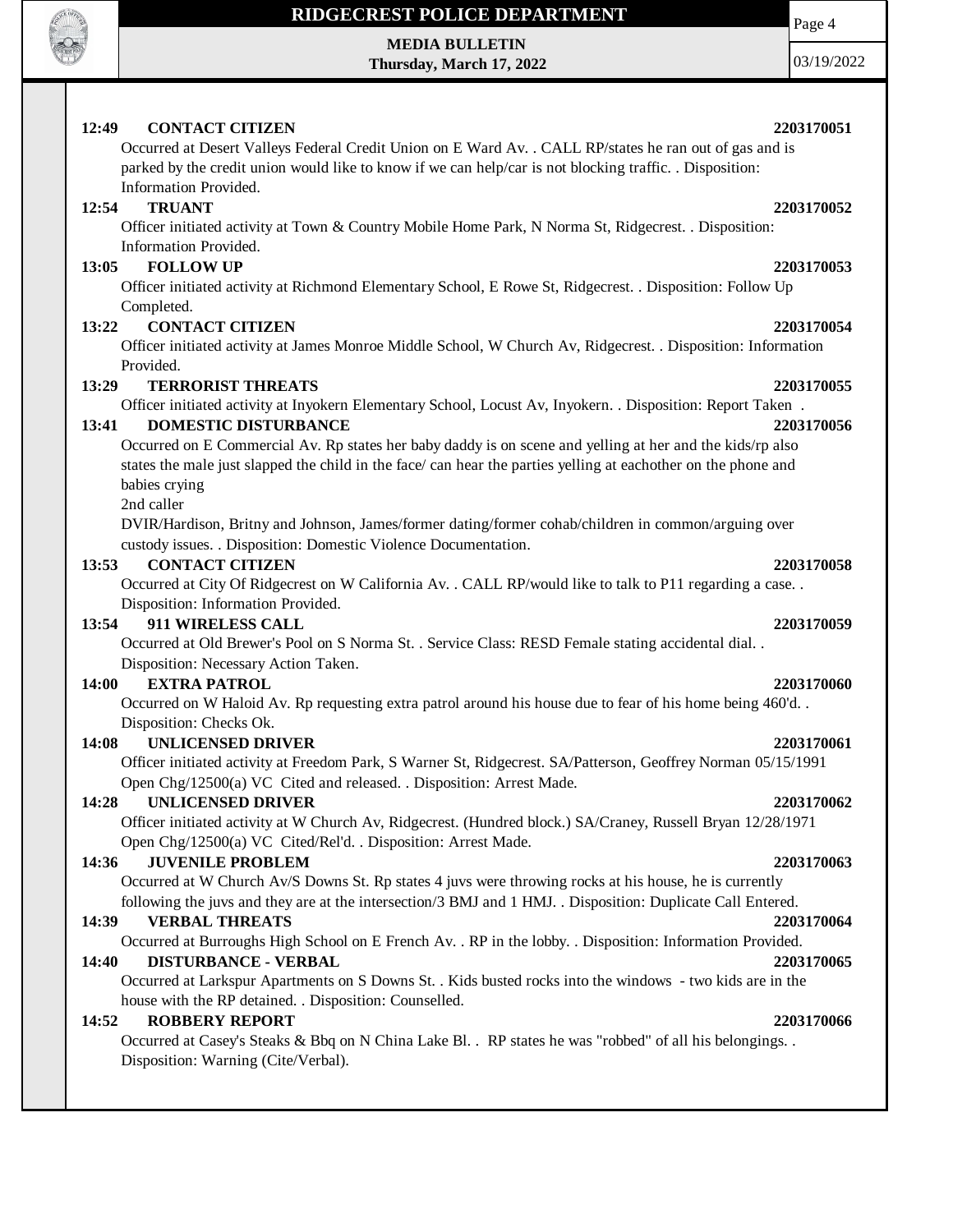**12:49 CONTACT CITIZEN 2203170051**

Occurred at Desert Valleys Federal Credit Union on E Ward Av. . CALL RP/states he ran out of gas and is parked by the credit union would like to know if we can help/car is not blocking traffic. . Disposition: Information Provided.

**12:54 TRUANT 2203170052**

Officer initiated activity at Town & Country Mobile Home Park, N Norma St, Ridgecrest. . Disposition: Information Provided.

**13:05 FOLLOW UP 2203170053**

Officer initiated activity at Richmond Elementary School, E Rowe St, Ridgecrest. . Disposition: Follow Up Completed.

**13:22 CONTACT CITIZEN 2203170054**

Officer initiated activity at James Monroe Middle School, W Church Av, Ridgecrest. . Disposition: Information Provided.

**13:29 TERRORIST THREATS 2203170055**

Officer initiated activity at Inyokern Elementary School, Locust Av, Inyokern. . Disposition: Report Taken .

**13:41 DOMESTIC DISTURBANCE 2203170056**

Occurred on E Commercial Av. Rp states her baby daddy is on scene and yelling at her and the kids/rp also states the male just slapped the child in the face/ can hear the parties yelling at eachother on the phone and babies crying
2nd caller
DVIR/Hardison, Britny and Johnson, James/former dating/former cohab/children in common/arguing over custody issues. . Disposition: Domestic Violence Documentation.

**13:53 CONTACT CITIZEN 2203170058**

Occurred at City Of Ridgecrest on W California Av. . CALL RP/would like to talk to P11 regarding a case. . Disposition: Information Provided.

**13:54 911 WIRELESS CALL 2203170059**

Occurred at Old Brewer's Pool on S Norma St. . Service Class: RESD Female stating accidental dial. . Disposition: Necessary Action Taken.

**14:00 EXTRA PATROL 2203170060**

Occurred on W Haloid Av. Rp requesting extra patrol around his house due to fear of his home being 460'd. . Disposition: Checks Ok.

**14:08 UNLICENSED DRIVER 2203170061**

Officer initiated activity at Freedom Park, S Warner St, Ridgecrest. SA/Patterson, Geoffrey Norman 05/15/1991 Open Chg/12500(a) VC Cited and released. . Disposition: Arrest Made.

**14:28 UNLICENSED DRIVER 2203170062**

Officer initiated activity at W Church Av, Ridgecrest. (Hundred block.) SA/Craney, Russell Bryan 12/28/1971 Open Chg/12500(a) VC Cited/Rel'd. . Disposition: Arrest Made.

**14:36 JUVENILE PROBLEM 2203170063**

Occurred at W Church Av/S Downs St. Rp states 4 juvs were throwing rocks at his house, he is currently following the juvs and they are at the intersection/3 BMJ and 1 HMJ. . Disposition: Duplicate Call Entered.

**14:39 VERBAL THREATS 2203170064**

Occurred at Burroughs High School on E French Av. . RP in the lobby. . Disposition: Information Provided.

**14:40 DISTURBANCE - VERBAL 2203170065**

Occurred at Larkspur Apartments on S Downs St. . Kids busted rocks into the windows - two kids are in the house with the RP detained. . Disposition: Counselled.

**14:52 ROBBERY REPORT 2203170066**

Occurred at Casey's Steaks & Bbq on N China Lake Bl. . RP states he was "robbed" of all his belongings. . Disposition: Warning (Cite/Verbal).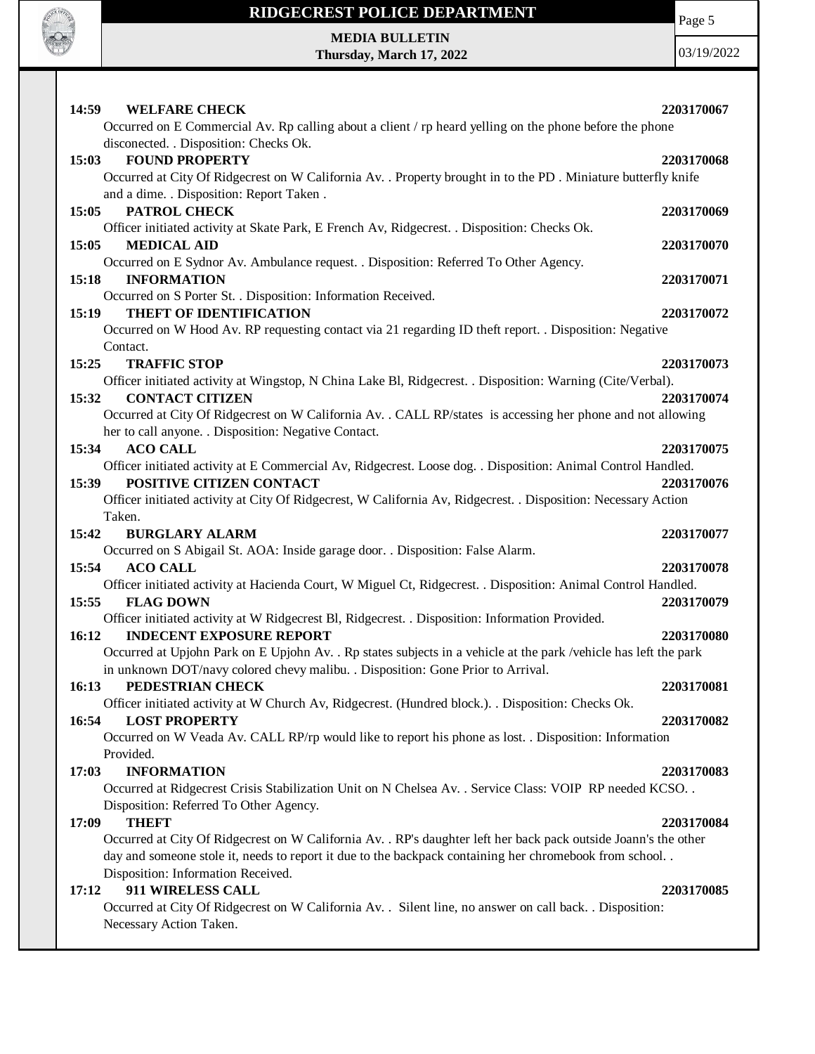**14:59 WELFARE CHECK 2203170067**

Occurred on E Commercial Av. Rp calling about a client / rp heard yelling on the phone before the phone disconected. . Disposition: Checks Ok.

**15:03 FOUND PROPERTY 2203170068**

Occurred at City Of Ridgecrest on W California Av. . Property brought in to the PD . Miniature butterfly knife and a dime. . Disposition: Report Taken .

**15:05 PATROL CHECK 2203170069**

Officer initiated activity at Skate Park, E French Av, Ridgecrest. . Disposition: Checks Ok.

**15:05 MEDICAL AID 2203170070**

Occurred on E Sydnor Av. Ambulance request. . Disposition: Referred To Other Agency.

**15:18 INFORMATION 2203170071**

Occurred on S Porter St. . Disposition: Information Received.

**15:19 THEFT OF IDENTIFICATION 2203170072**

Occurred on W Hood Av. RP requesting contact via 21 regarding ID theft report. . Disposition: Negative Contact.

**15:25 TRAFFIC STOP 2203170073**

Officer initiated activity at Wingstop, N China Lake Bl, Ridgecrest. . Disposition: Warning (Cite/Verbal).

**15:32 CONTACT CITIZEN 2203170074**

Occurred at City Of Ridgecrest on W California Av. . CALL RP/states is accessing her phone and not allowing her to call anyone. . Disposition: Negative Contact.

**15:34 ACO CALL 2203170075**

Officer initiated activity at E Commercial Av, Ridgecrest. Loose dog. . Disposition: Animal Control Handled.

**15:39 POSITIVE CITIZEN CONTACT 2203170076**

Officer initiated activity at City Of Ridgecrest, W California Av, Ridgecrest. . Disposition: Necessary Action Taken.

**15:42 BURGLARY ALARM 2203170077**

Occurred on S Abigail St. AOA: Inside garage door. . Disposition: False Alarm.

**15:54 ACO CALL 2203170078**

Officer initiated activity at Hacienda Court, W Miguel Ct, Ridgecrest. . Disposition: Animal Control Handled.

**15:55 FLAG DOWN 2203170079**

Officer initiated activity at W Ridgecrest Bl, Ridgecrest. . Disposition: Information Provided.

**16:12 INDECENT EXPOSURE REPORT 2203170080**

Occurred at Upjohn Park on E Upjohn Av. . Rp states subjects in a vehicle at the park /vehicle has left the park in unknown DOT/navy colored chevy malibu. . Disposition: Gone Prior to Arrival.

**16:13 PEDESTRIAN CHECK 2203170081**

Officer initiated activity at W Church Av, Ridgecrest. (Hundred block.). . Disposition: Checks Ok.

**16:54 LOST PROPERTY 2203170082**

Occurred on W Veada Av. CALL RP/rp would like to report his phone as lost. . Disposition: Information Provided.

**17:03 INFORMATION 2203170083**

Occurred at Ridgecrest Crisis Stabilization Unit on N Chelsea Av. . Service Class: VOIP RP needed KCSO. . Disposition: Referred To Other Agency.

**17:09 THEFT 2203170084**

Occurred at City Of Ridgecrest on W California Av. . RP's daughter left her back pack outside Joann's the other day and someone stole it, needs to report it due to the backpack containing her chromebook from school. . Disposition: Information Received.

**17:12 911 WIRELESS CALL 2203170085**

Occurred at City Of Ridgecrest on W California Av. . Silent line, no answer on call back. . Disposition: Necessary Action Taken.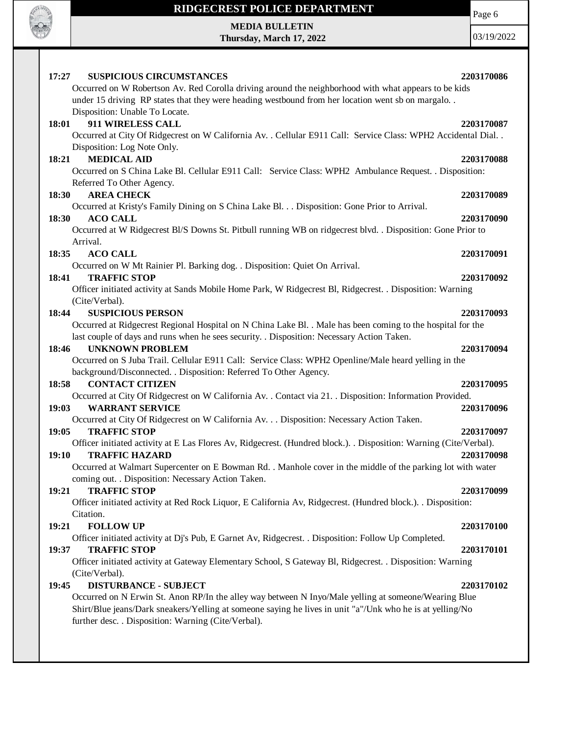**17:27 SUSPICIOUS CIRCUMSTANCES 2203170086**

Occurred on W Robertson Av. Red Corolla driving around the neighborhood with what appears to be kids under 15 driving RP states that they were heading westbound from her location went sb on margalo. . Disposition: Unable To Locate.

**18:01 911 WIRELESS CALL 2203170087**

Occurred at City Of Ridgecrest on W California Av. . Cellular E911 Call: Service Class: WPH2 Accidental Dial. . Disposition: Log Note Only.

**18:21 MEDICAL AID 2203170088**

Occurred on S China Lake Bl. Cellular E911 Call: Service Class: WPH2 Ambulance Request. . Disposition: Referred To Other Agency.

**18:30 AREA CHECK 2203170089**

Occurred at Kristy's Family Dining on S China Lake Bl. . . Disposition: Gone Prior to Arrival.

**18:30 ACO CALL 2203170090**

Occurred at W Ridgecrest Bl/S Downs St. Pitbull running WB on ridgecrest blvd. . Disposition: Gone Prior to Arrival.

**18:35 ACO CALL 2203170091**

Occurred on W Mt Rainier Pl. Barking dog. . Disposition: Quiet On Arrival.

**18:41 TRAFFIC STOP 2203170092**

Officer initiated activity at Sands Mobile Home Park, W Ridgecrest Bl, Ridgecrest. . Disposition: Warning (Cite/Verbal).

**18:44 SUSPICIOUS PERSON 2203170093**

Occurred at Ridgecrest Regional Hospital on N China Lake Bl. . Male has been coming to the hospital for the last couple of days and runs when he sees security. . Disposition: Necessary Action Taken.

**18:46 UNKNOWN PROBLEM 2203170094**

Occurred on S Juba Trail. Cellular E911 Call: Service Class: WPH2 Openline/Male heard yelling in the background/Disconnected. . Disposition: Referred To Other Agency.

**18:58 CONTACT CITIZEN 2203170095**

Occurred at City Of Ridgecrest on W California Av. . Contact via 21. . Disposition: Information Provided.

**19:03 WARRANT SERVICE 2203170096**

Occurred at City Of Ridgecrest on W California Av. . . Disposition: Necessary Action Taken.

**19:05 TRAFFIC STOP 2203170097**

Officer initiated activity at E Las Flores Av, Ridgecrest. (Hundred block.). . Disposition: Warning (Cite/Verbal).

**19:10 TRAFFIC HAZARD 2203170098**

Occurred at Walmart Supercenter on E Bowman Rd. . Manhole cover in the middle of the parking lot with water coming out. . Disposition: Necessary Action Taken.

**19:21 TRAFFIC STOP 2203170099**

Officer initiated activity at Red Rock Liquor, E California Av, Ridgecrest. (Hundred block.). . Disposition: Citation.

**19:21 FOLLOW UP 2203170100**

Officer initiated activity at Dj's Pub, E Garnet Av, Ridgecrest. . Disposition: Follow Up Completed.

**19:37 TRAFFIC STOP 2203170101**

Officer initiated activity at Gateway Elementary School, S Gateway Bl, Ridgecrest. . Disposition: Warning (Cite/Verbal).

**19:45 DISTURBANCE - SUBJECT 2203170102**

Occurred on N Erwin St. Anon RP/In the alley way between N Inyo/Male yelling at someone/Wearing Blue Shirt/Blue jeans/Dark sneakers/Yelling at someone saying he lives in unit "a"/Unk who he is at yelling/No further desc. . Disposition: Warning (Cite/Verbal).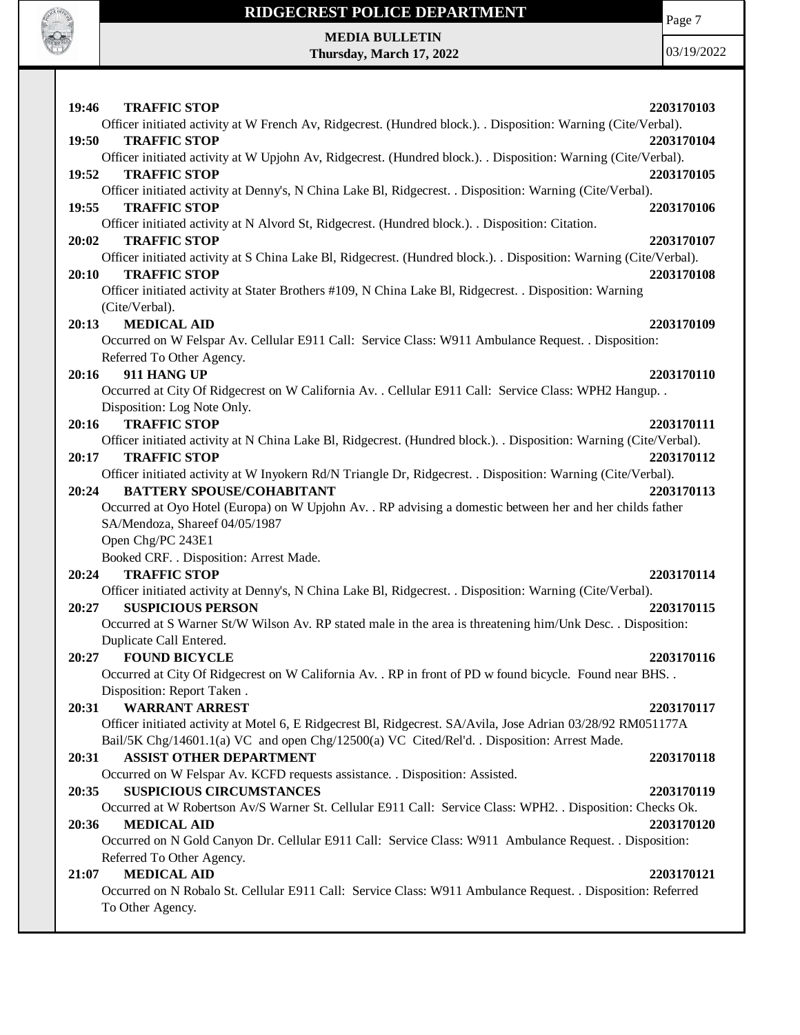**19:46 TRAFFIC STOP** **2203170103**
Officer initiated activity at W French Av, Ridgecrest. (Hundred block.). . Disposition: Warning (Cite/Verbal).

**19:50 TRAFFIC STOP** **2203170104**
Officer initiated activity at W Upjohn Av, Ridgecrest. (Hundred block.). . Disposition: Warning (Cite/Verbal).

**19:52 TRAFFIC STOP** **2203170105**
Officer initiated activity at Denny's, N China Lake Bl, Ridgecrest. . Disposition: Warning (Cite/Verbal).

**19:55 TRAFFIC STOP** **2203170106**
Officer initiated activity at N Alvord St, Ridgecrest. (Hundred block.). . Disposition: Citation.

**20:02 TRAFFIC STOP** **2203170107**
Officer initiated activity at S China Lake Bl, Ridgecrest. (Hundred block.). . Disposition: Warning (Cite/Verbal).

**20:10 TRAFFIC STOP** **2203170108**
Officer initiated activity at Stater Brothers #109, N China Lake Bl, Ridgecrest. . Disposition: Warning (Cite/Verbal).

**20:13 MEDICAL AID** **2203170109**
Occurred on W Felspar Av. Cellular E911 Call: Service Class: W911 Ambulance Request. . Disposition: Referred To Other Agency.

**20:16 911 HANG UP** **2203170110**
Occurred at City Of Ridgecrest on W California Av. . Cellular E911 Call: Service Class: WPH2 Hangup. . Disposition: Log Note Only.

**20:16 TRAFFIC STOP** **2203170111**
Officer initiated activity at N China Lake Bl, Ridgecrest. (Hundred block.). . Disposition: Warning (Cite/Verbal).

**20:17 TRAFFIC STOP** **2203170112**
Officer initiated activity at W Inyokern Rd/N Triangle Dr, Ridgecrest. . Disposition: Warning (Cite/Verbal).

**20:24 BATTERY SPOUSE/COHABITANT** **2203170113**
Occurred at Oyo Hotel (Europa) on W Upjohn Av. . RP advising a domestic between her and her childs father
SA/Mendoza, Shareef 04/05/1987
Open Chg/PC 243E1
Booked CRF. . Disposition: Arrest Made.

**20:24 TRAFFIC STOP** **2203170114**
Officer initiated activity at Denny's, N China Lake Bl, Ridgecrest. . Disposition: Warning (Cite/Verbal).

**20:27 SUSPICIOUS PERSON** **2203170115**
Occurred at S Warner St/W Wilson Av. RP stated male in the area is threatening him/Unk Desc. . Disposition: Duplicate Call Entered.

**20:27 FOUND BICYCLE** **2203170116**
Occurred at City Of Ridgecrest on W California Av. . RP in front of PD w found bicycle. Found near BHS. . Disposition: Report Taken .

**20:31 WARRANT ARREST** **2203170117**
Officer initiated activity at Motel 6, E Ridgecrest Bl, Ridgecrest. SA/Avila, Jose Adrian 03/28/92 RM051177A Bail/5K Chg/14601.1(a) VC and open Chg/12500(a) VC Cited/Rel'd. . Disposition: Arrest Made.

**20:31 ASSIST OTHER DEPARTMENT** **2203170118**
Occurred on W Felspar Av. KCFD requests assistance. . Disposition: Assisted.

**20:35 SUSPICIOUS CIRCUMSTANCES** **2203170119**
Occurred at W Robertson Av/S Warner St. Cellular E911 Call: Service Class: WPH2. . Disposition: Checks Ok.

**20:36 MEDICAL AID** **2203170120**
Occurred on N Gold Canyon Dr. Cellular E911 Call: Service Class: W911 Ambulance Request. . Disposition: Referred To Other Agency.

**21:07 MEDICAL AID** **2203170121**
Occurred on N Robalo St. Cellular E911 Call: Service Class: W911 Ambulance Request. . Disposition: Referred To Other Agency.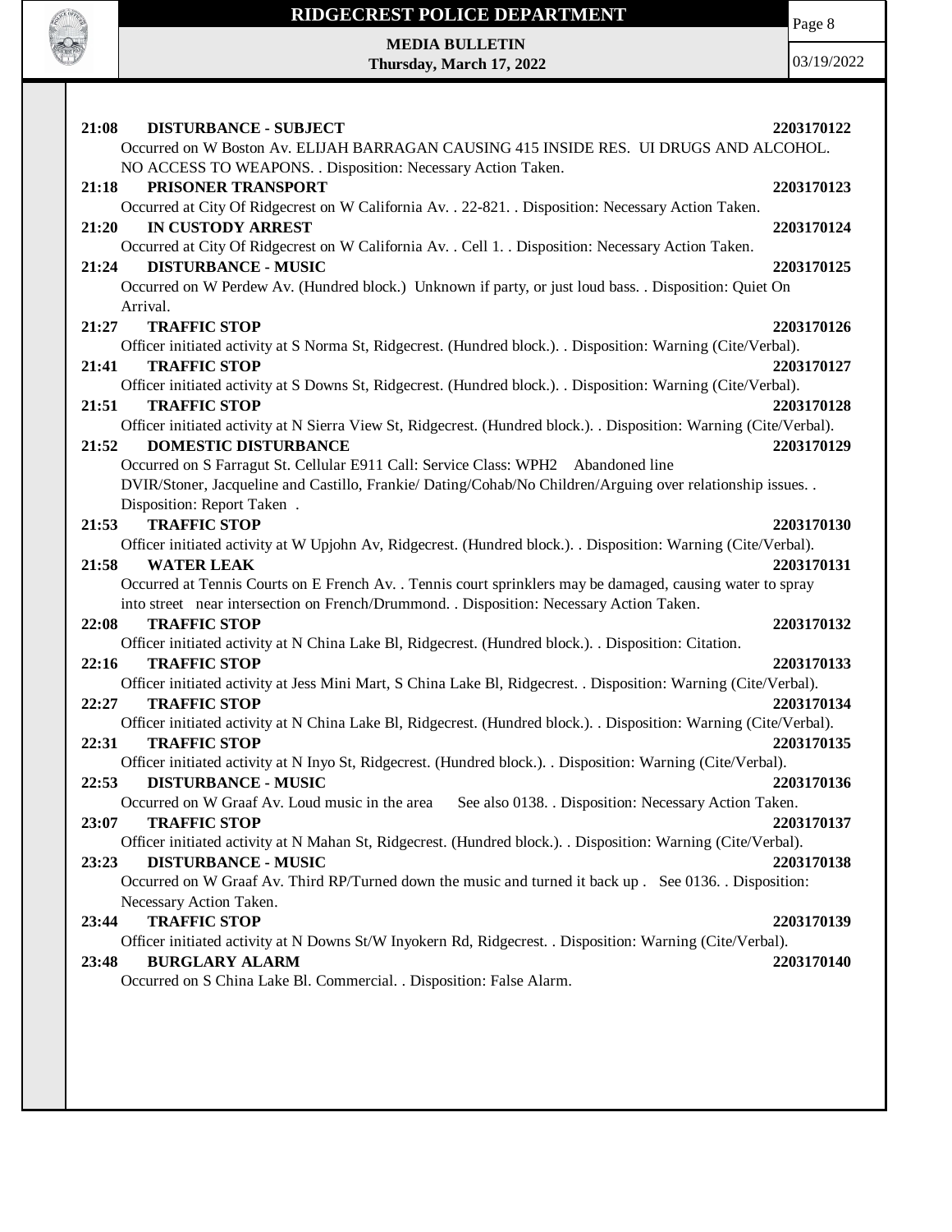**21:08 DISTURBANCE - SUBJECT** **2203170122**

Occurred on W Boston Av. ELIJAH BARRAGAN CAUSING 415 INSIDE RES. UI DRUGS AND ALCOHOL. NO ACCESS TO WEAPONS. . Disposition: Necessary Action Taken.

**21:18 PRISONER TRANSPORT** **2203170123**

Occurred at City Of Ridgecrest on W California Av. . 22-821. . Disposition: Necessary Action Taken.

**21:20 IN CUSTODY ARREST** **2203170124**

Occurred at City Of Ridgecrest on W California Av. . Cell 1. . Disposition: Necessary Action Taken.

**21:24 DISTURBANCE - MUSIC** **2203170125**

Occurred on W Perdew Av. (Hundred block.) Unknown if party, or just loud bass. . Disposition: Quiet On Arrival.

**21:27 TRAFFIC STOP** **2203170126**

Officer initiated activity at S Norma St, Ridgecrest. (Hundred block.). . Disposition: Warning (Cite/Verbal).

**21:41 TRAFFIC STOP** **2203170127**

Officer initiated activity at S Downs St, Ridgecrest. (Hundred block.). . Disposition: Warning (Cite/Verbal).

**21:51 TRAFFIC STOP** **2203170128**

Officer initiated activity at N Sierra View St, Ridgecrest. (Hundred block.). . Disposition: Warning (Cite/Verbal).

**21:52 DOMESTIC DISTURBANCE** **2203170129**

Occurred on S Farragut St. Cellular E911 Call: Service Class: WPH2 Abandoned line DVIR/Stoner, Jacqueline and Castillo, Frankie/ Dating/Cohab/No Children/Arguing over relationship issues. . Disposition: Report Taken .

**21:53 TRAFFIC STOP** **2203170130**

Officer initiated activity at W Upjohn Av, Ridgecrest. (Hundred block.). . Disposition: Warning (Cite/Verbal).

**21:58 WATER LEAK** **2203170131**

Occurred at Tennis Courts on E French Av. . Tennis court sprinklers may be damaged, causing water to spray into street near intersection on French/Drummond. . Disposition: Necessary Action Taken.

**22:08 TRAFFIC STOP** **2203170132**

Officer initiated activity at N China Lake Bl, Ridgecrest. (Hundred block.). . Disposition: Citation.

**22:16 TRAFFIC STOP** **2203170133**

Officer initiated activity at Jess Mini Mart, S China Lake Bl, Ridgecrest. . Disposition: Warning (Cite/Verbal).

**22:27 TRAFFIC STOP** **2203170134**

Officer initiated activity at N China Lake Bl, Ridgecrest. (Hundred block.). . Disposition: Warning (Cite/Verbal).

**22:31 TRAFFIC STOP** **2203170135**

Officer initiated activity at N Inyo St, Ridgecrest. (Hundred block.). . Disposition: Warning (Cite/Verbal).

**22:53 DISTURBANCE - MUSIC** **2203170136**

Occurred on W Graaf Av. Loud music in the area See also 0138. . Disposition: Necessary Action Taken.

**23:07 TRAFFIC STOP** **2203170137**

Officer initiated activity at N Mahan St, Ridgecrest. (Hundred block.). . Disposition: Warning (Cite/Verbal).

**23:23 DISTURBANCE - MUSIC** **2203170138**

Occurred on W Graaf Av. Third RP/Turned down the music and turned it back up . See 0136. . Disposition: Necessary Action Taken.

**23:44 TRAFFIC STOP** **2203170139**

Officer initiated activity at N Downs St/W Inyokern Rd, Ridgecrest. . Disposition: Warning (Cite/Verbal).

**23:48 BURGLARY ALARM** **2203170140**

Occurred on S China Lake Bl. Commercial. . Disposition: False Alarm.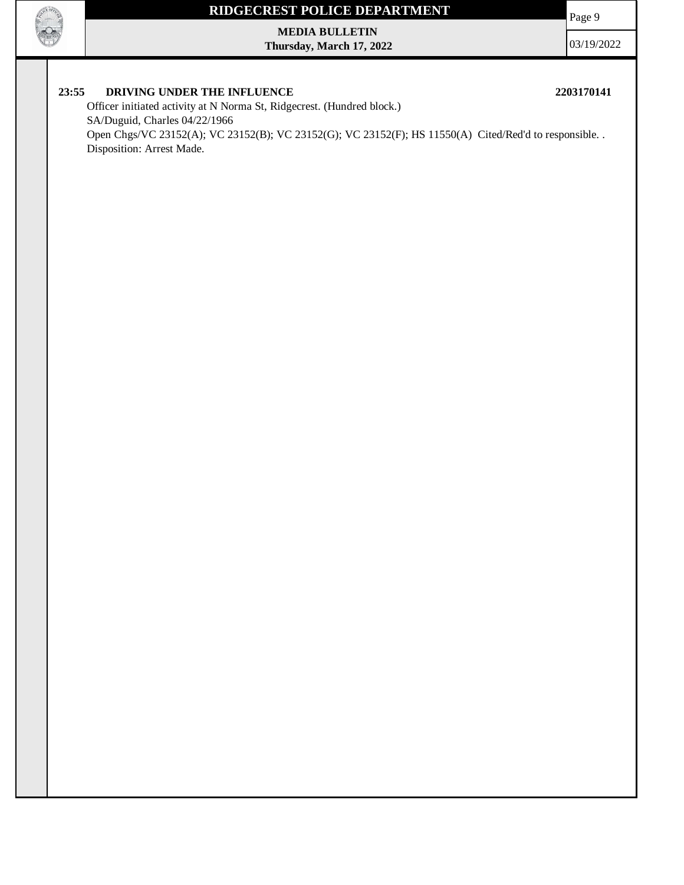**23:55 DRIVING UNDER THE INFLUENCE** **2203170141**

Officer initiated activity at N Norma St, Ridgecrest. (Hundred block.)
SA/Duguid, Charles 04/22/1966
Open Chgs/VC 23152(A); VC 23152(B); VC 23152(G); VC 23152(F); HS 11550(A) Cited/Red'd to responsible. .
Disposition: Arrest Made.